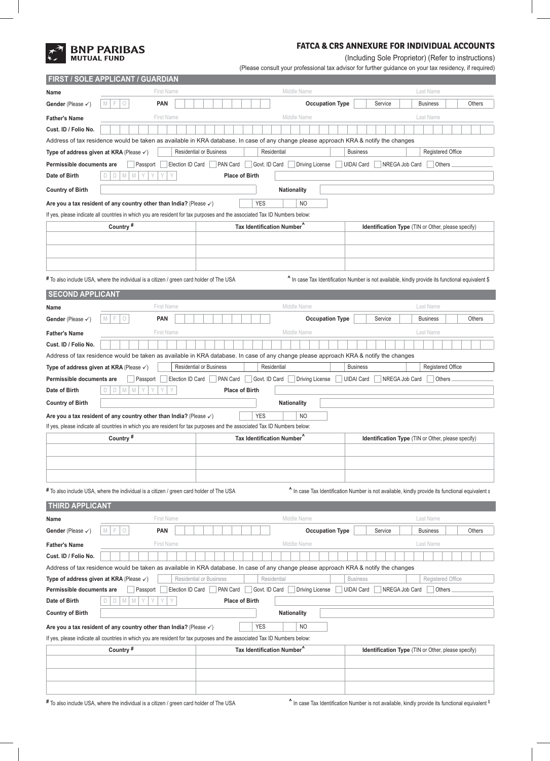**BNP PARIBAS MUTUAL FUND**

# FATCA & CRS ANNEXURE FOR INDIVIDUAL ACCOUNTS

(Including Sole Proprietor) (Refer to instructions)

(Please consult your professional tax advisor for further guidance on your tax residency, if required)

## FIRST / SOLE APPLICANT / GUARDIAN

**Name** First Name ___ Middle Name ___ Last Name ___

**Gender** (Please ✓) M F O **PAN** ___ **Occupation Type** Service Business Others

**Father's Name** First Name ___ Middle Name ___ Last Name ___

**Cust. ID / Folio No.** ___

Address of tax residence would be taken as available in KRA database. In case of any change please approach KRA & notify the changes

**Type of address given at KRA** (Please ✓) Residential or Business | Residential | Business | Registered Office

**Permissible documents are** Passport | Election ID Card | PAN Card | Govt. ID Card | Driving License | UIDAI Card | NREGA Job Card | Others ___

**Date of Birth** D D M M Y Y Y Y **Place of Birth** ___

**Country of Birth** ___ **Nationality** ___

**Are you a tax resident of any country other than India?** (Please ✓) YES NO

If yes, please indicate all countries in which you are resident for tax purposes and the associated Tax ID Numbers below:

| Country # | Tax Identification Number^ | Identification Type (TIN or Other, please specify) |
|---|---|---|
| | | |
| | | |
| | | |

# To also include USA, where the individual is a citizen / green card holder of The USA

^ In case Tax Identification Number is not available, kindly provide its functional equivalent $

## SECOND APPLICANT

**Name** First Name ___ Middle Name ___ Last Name ___

**Gender** (Please ✓) M F O **PAN** ___ **Occupation Type** Service Business Others

**Father's Name** First Name ___ Middle Name ___ Last Name ___

**Cust. ID / Folio No.** ___

Address of tax residence would be taken as available in KRA database. In case of any change please approach KRA & notify the changes

**Type of address given at KRA** (Please ✓) Residential or Business | Residential | Business | Registered Office

**Permissible documents are** Passport | Election ID Card | PAN Card | Govt. ID Card | Driving License | UIDAI Card | NREGA Job Card | Others ___

**Date of Birth** D D M M Y Y Y Y **Place of Birth** ___

**Country of Birth** ___ **Nationality** ___

**Are you a tax resident of any country other than India?** (Please ✓) YES NO

If yes, please indicate all countries in which you are resident for tax purposes and the associated Tax ID Numbers below:

| Country # | Tax Identification Number^ | Identification Type (TIN or Other, please specify) |
|---|---|---|
| | | |
| | | |
| | | |

# To also include USA, where the individual is a citizen / green card holder of The USA

^ In case Tax Identification Number is not available, kindly provide its functional equivalent $

## THIRD APPLICANT

**Name** First Name ___ Middle Name ___ Last Name ___

**Gender** (Please ✓) M F O **PAN** ___ **Occupation Type** Service Business Others

**Father's Name** First Name ___ Middle Name ___ Last Name ___

**Cust. ID / Folio No.** ___

Address of tax residence would be taken as available in KRA database. In case of any change please approach KRA & notify the changes

**Type of address given at KRA** (Please ✓) Residential or Business | Residential | Business | Registered Office

**Permissible documents are** Passport | Election ID Card | PAN Card | Govt. ID Card | Driving License | UIDAI Card | NREGA Job Card | Others ___

**Date of Birth** D D M M Y Y Y Y **Place of Birth** ___

**Country of Birth** ___ **Nationality** ___

**Are you a tax resident of any country other than India?** (Please ✓) YES NO

If yes, please indicate all countries in which you are resident for tax purposes and the associated Tax ID Numbers below:

| Country # | Tax Identification Number^ | Identification Type (TIN or Other, please specify) |
|---|---|---|
| | | |
| | | |
| | | |

# To also include USA, where the individual is a citizen / green card holder of The USA

^ In case Tax Identification Number is not available, kindly provide its functional equivalent $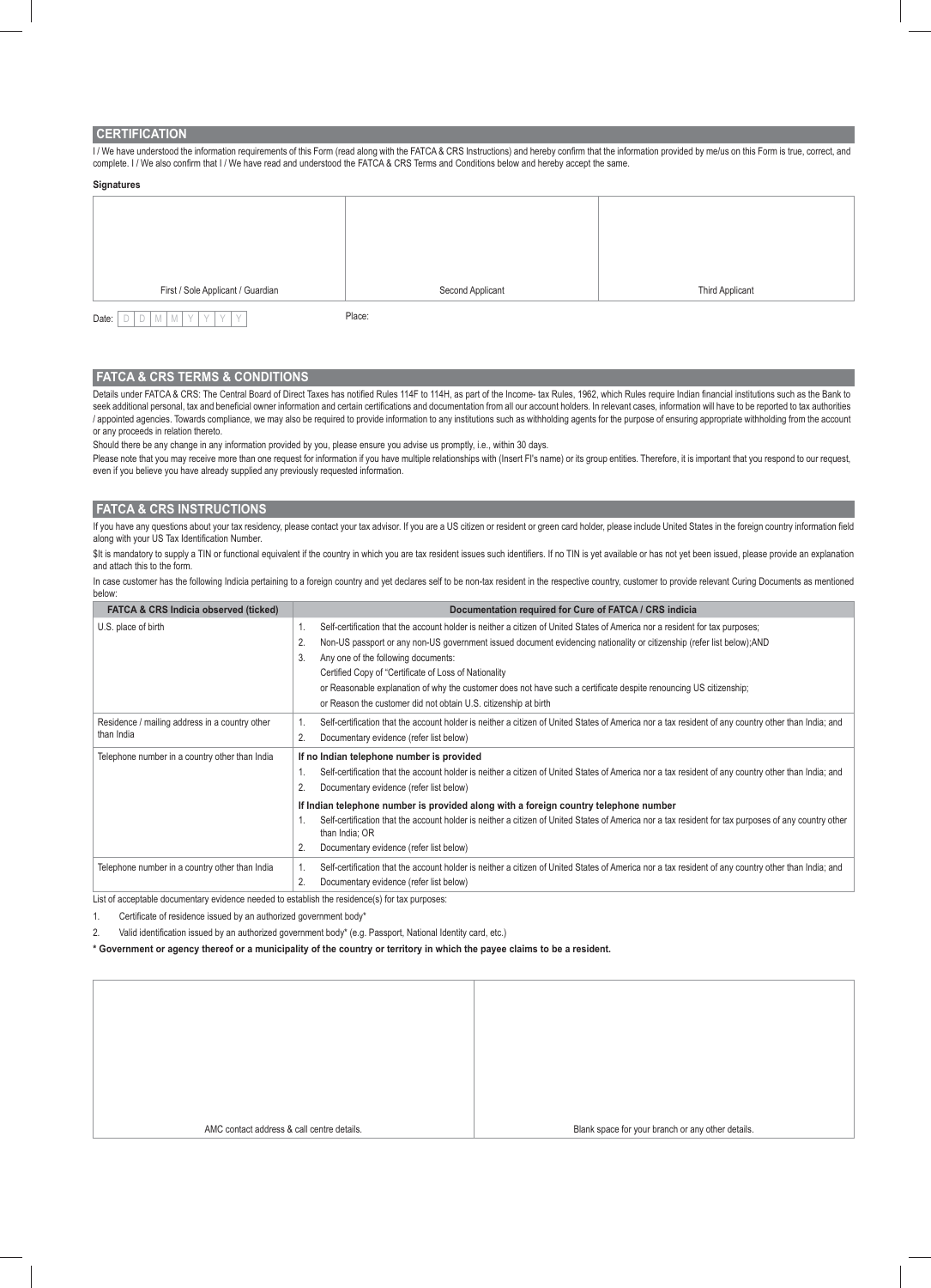## CERTIFICATION

I / We have understood the information requirements of this Form (read along with the FATCA & CRS Instructions) and hereby confirm that the information provided by me/us on this Form is true, correct, and complete. I / We also confirm that I / We have read and understood the FATCA & CRS Terms and Conditions below and hereby accept the same.

**Signatures**

| | | |
|---|---|---|
| First / Sole Applicant / Guardian | Second Applicant | Third Applicant |

Date: D D M M Y Y Y Y

Place:

## FATCA & CRS TERMS & CONDITIONS

Details under FATCA & CRS: The Central Board of Direct Taxes has notified Rules 114F to 114H, as part of the Income- tax Rules, 1962, which Rules require Indian financial institutions such as the Bank to seek additional personal, tax and beneficial owner information and certain certifications and documentation from all our account holders. In relevant cases, information will have to be reported to tax authorities / appointed agencies. Towards compliance, we may also be required to provide information to any institutions such as withholding agents for the purpose of ensuring appropriate withholding from the account or any proceeds in relation thereto.

Should there be any change in any information provided by you, please ensure you advise us promptly, i.e., within 30 days.

Please note that you may receive more than one request for information if you have multiple relationships with (Insert FI's name) or its group entities. Therefore, it is important that you respond to our request, even if you believe you have already supplied any previously requested information.

## FATCA & CRS INSTRUCTIONS

If you have any questions about your tax residency, please contact your tax advisor. If you are a US citizen or resident or green card holder, please include United States in the foreign country information field along with your US Tax Identification Number.

$It is mandatory to supply a TIN or functional equivalent if the country in which you are tax resident issues such identifiers. If no TIN is yet available or has not yet been issued, please provide an explanation and attach this to the form.

In case customer has the following Indicia pertaining to a foreign country and yet declares self to be non-tax resident in the respective country, customer to provide relevant Curing Documents as mentioned below:

| FATCA & CRS Indicia observed (ticked) | Documentation required for Cure of FATCA / CRS indicia |
|---|---|
| U.S. place of birth | 1. Self-certification that the account holder is neither a citizen of United States of America nor a resident for tax purposes;<br>2. Non-US passport or any non-US government issued document evidencing nationality or citizenship (refer list below);AND<br>3. Any one of the following documents:<br>Certified Copy of "Certificate of Loss of Nationality<br>or Reasonable explanation of why the customer does not have such a certificate despite renouncing US citizenship;<br>or Reason the customer did not obtain U.S. citizenship at birth |
| Residence / mailing address in a country other than India | 1. Self-certification that the account holder is neither a citizen of United States of America nor a tax resident of any country other than India; and<br>2. Documentary evidence (refer list below) |
| Telephone number in a country other than India | **If no Indian telephone number is provided**<br>1. Self-certification that the account holder is neither a citizen of United States of America nor a tax resident of any country other than India; and<br>2. Documentary evidence (refer list below)<br>**If Indian telephone number is provided along with a foreign country telephone number**<br>1. Self-certification that the account holder is neither a citizen of United States of America nor a tax resident for tax purposes of any country other than India; OR<br>2. Documentary evidence (refer list below) |
| Telephone number in a country other than India | 1. Self-certification that the account holder is neither a citizen of United States of America nor a tax resident of any country other than India; and<br>2. Documentary evidence (refer list below) |

List of acceptable documentary evidence needed to establish the residence(s) for tax purposes:

1. Certificate of residence issued by an authorized government body*
2. Valid identification issued by an authorized government body* (e.g. Passport, National Identity card, etc.)

**\* Government or agency thereof or a municipality of the country or territory in which the payee claims to be a resident.**

| | |
|---|---|
| AMC contact address & call centre details. | Blank space for your branch or any other details. |